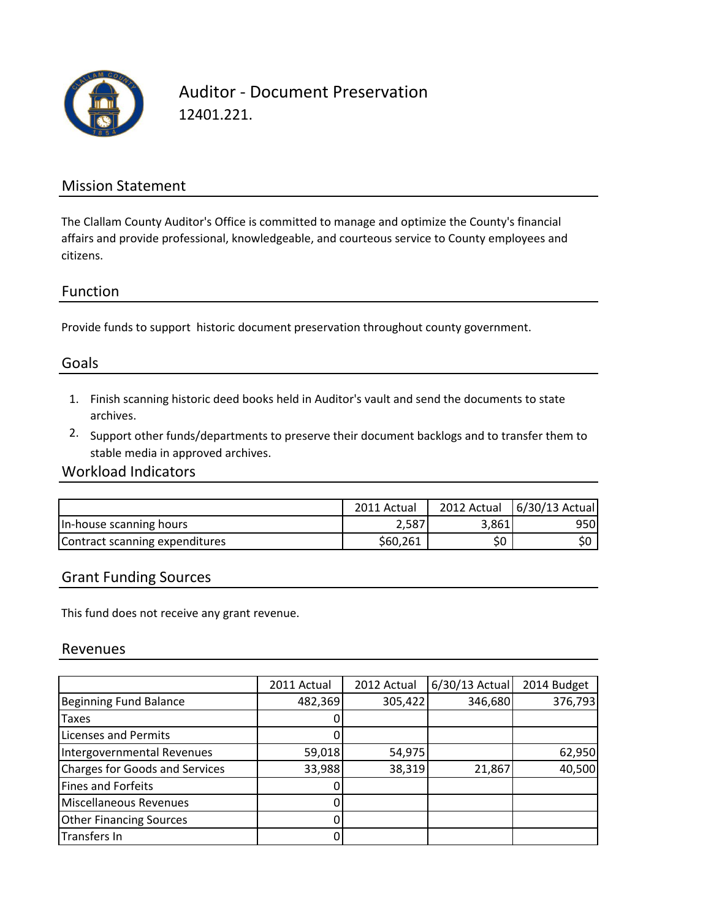# Auditor - Document Preservation

12401.221.

## Mission Statement

The Clallam County Auditor's Office is committed to manage and optimize the County's financial affairs and provide professional, knowledgeable, and courteous service to County employees and citizens.

## Function

Provide funds to support historic document preservation throughout county government.

## Goals

1. Finish scanning historic deed books held in Auditor's vault and send the documents to state archives.
2. Support other funds/departments to preserve their document backlogs and to transfer them to stable media in approved archives.

## Workload Indicators

| | 2011 Actual | 2012 Actual | 6/30/13 Actual |
|---|---|---|---|
| In-house scanning hours | 2,587 | 3,861 | 950 |
| Contract scanning expenditures | $60,261 | $0 | $0 |

## Grant Funding Sources

This fund does not receive any grant revenue.

## Revenues

| | 2011 Actual | 2012 Actual | 6/30/13 Actual | 2014 Budget |
|---|---|---|---|---|
| Beginning Fund Balance | 482,369 | 305,422 | 346,680 | 376,793 |
| Taxes | 0 | | | |
| Licenses and Permits | 0 | | | |
| Intergovernmental Revenues | 59,018 | 54,975 | | 62,950 |
| Charges for Goods and Services | 33,988 | 38,319 | 21,867 | 40,500 |
| Fines and Forfeits | 0 | | | |
| Miscellaneous Revenues | 0 | | | |
| Other Financing Sources | 0 | | | |
| Transfers In | 0 | | | |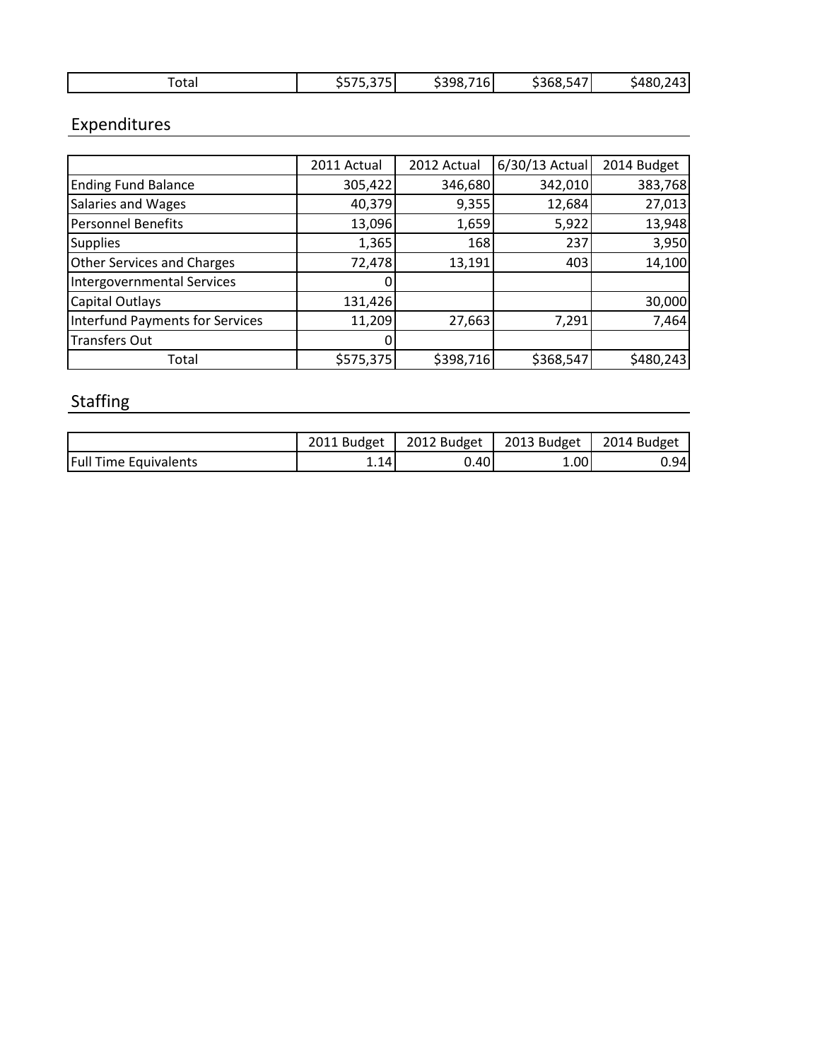| | | | | |
|---|---|---|---|---|
| Total | $575,375 | $398,716 | $368,547 | $480,243 |

## Expenditures

| | 2011 Actual | 2012 Actual | 6/30/13 Actual | 2014 Budget |
|---|---|---|---|---|
| Ending Fund Balance | 305,422 | 346,680 | 342,010 | 383,768 |
| Salaries and Wages | 40,379 | 9,355 | 12,684 | 27,013 |
| Personnel Benefits | 13,096 | 1,659 | 5,922 | 13,948 |
| Supplies | 1,365 | 168 | 237 | 3,950 |
| Other Services and Charges | 72,478 | 13,191 | 403 | 14,100 |
| Intergovernmental Services | 0 | | | |
| Capital Outlays | 131,426 | | | 30,000 |
| Interfund Payments for Services | 11,209 | 27,663 | 7,291 | 7,464 |
| Transfers Out | 0 | | | |
| Total | $575,375 | $398,716 | $368,547 | $480,243 |

## Staffing

| | 2011 Budget | 2012 Budget | 2013 Budget | 2014 Budget |
|---|---|---|---|---|
| Full Time Equivalents | 1.14 | 0.40 | 1.00 | 0.94 |